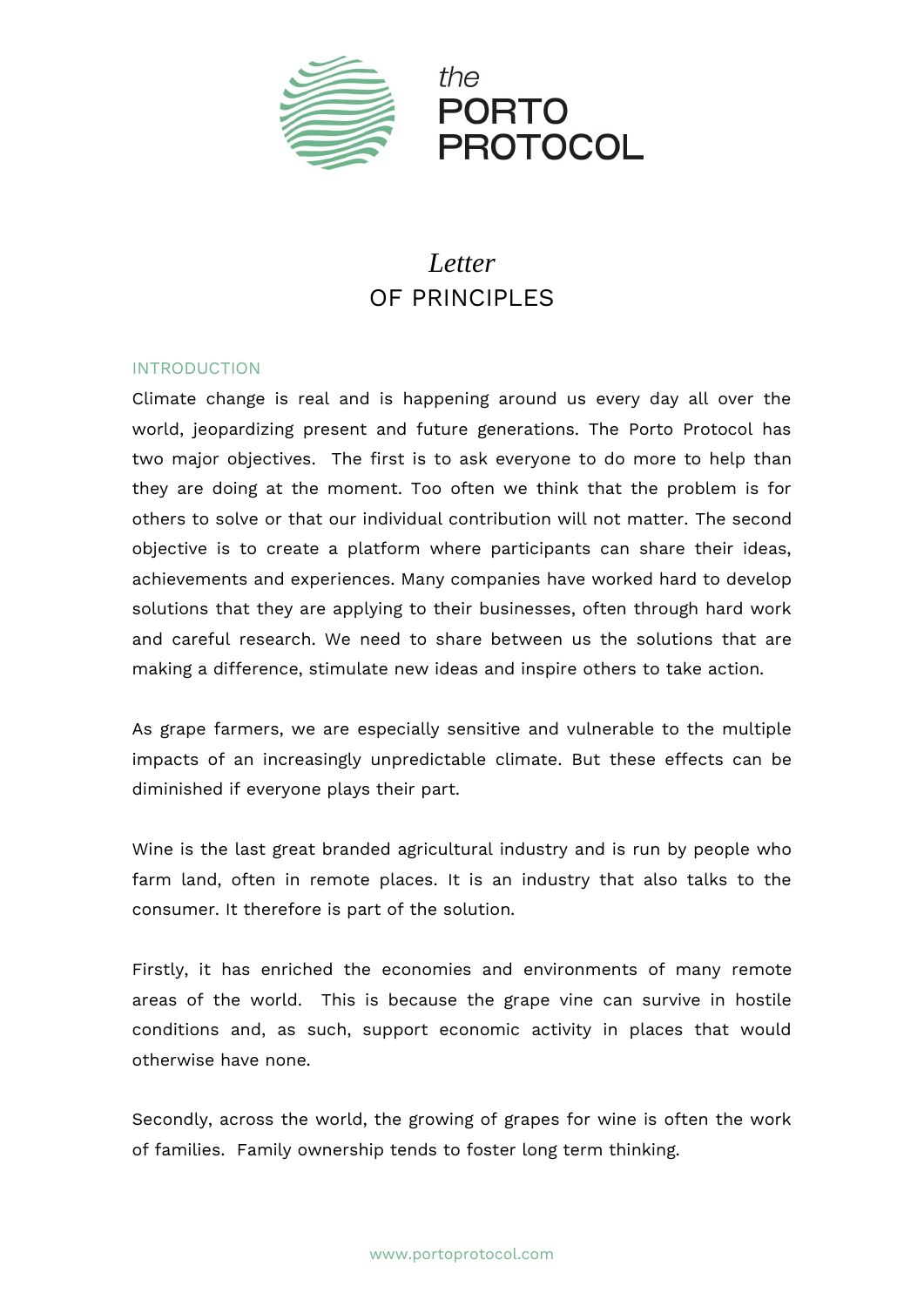# the PORTO PROTOCOL

## *Letter* OF PRINCIPLES

### INTRODUCTION

Climate change is real and is happening around us every day all over the world, jeopardizing present and future generations. The Porto Protocol has two major objectives. The first is to ask everyone to do more to help than they are doing at the moment. Too often we think that the problem is for others to solve or that our individual contribution will not matter. The second objective is to create a platform where participants can share their ideas, achievements and experiences. Many companies have worked hard to develop solutions that they are applying to their businesses, often through hard work and careful research. We need to share between us the solutions that are making a difference, stimulate new ideas and inspire others to take action.

As grape farmers, we are especially sensitive and vulnerable to the multiple impacts of an increasingly unpredictable climate. But these effects can be diminished if everyone plays their part.

Wine is the last great branded agricultural industry and is run by people who farm land, often in remote places. It is an industry that also talks to the consumer. It therefore is part of the solution.

Firstly, it has enriched the economies and environments of many remote areas of the world. This is because the grape vine can survive in hostile conditions and, as such, support economic activity in places that would otherwise have none.

Secondly, across the world, the growing of grapes for wine is often the work of families. Family ownership tends to foster long term thinking.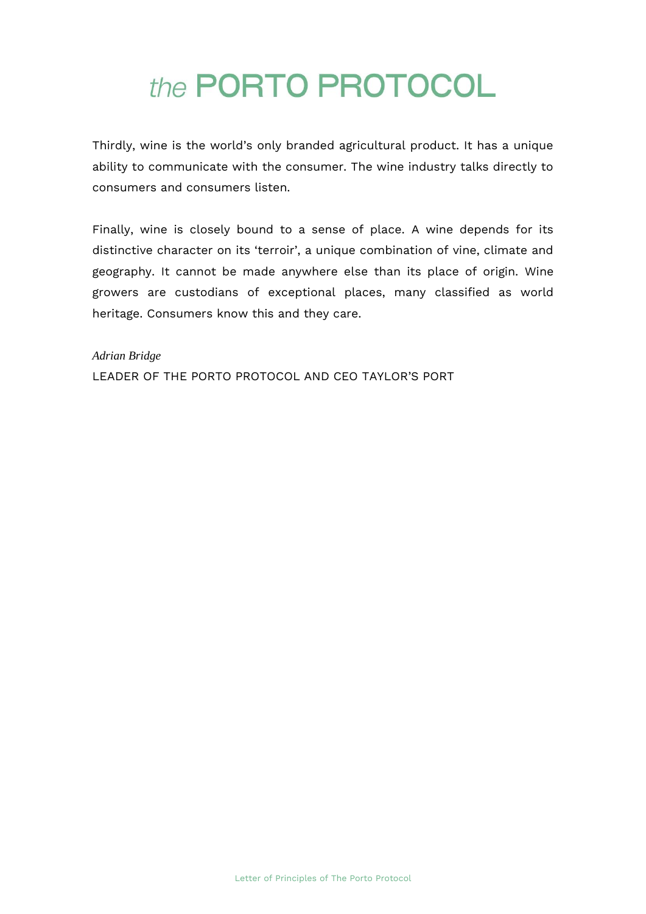Thirdly, wine is the world's only branded agricultural product. It has a unique ability to communicate with the consumer. The wine industry talks directly to consumers and consumers listen.

Finally, wine is closely bound to a sense of place. A wine depends for its distinctive character on its 'terroir', a unique combination of vine, climate and geography. It cannot be made anywhere else than its place of origin. Wine growers are custodians of exceptional places, many classified as world heritage. Consumers know this and they care.

*Adrian Bridge*

LEADER OF THE PORTO PROTOCOL AND CEO TAYLOR'S PORT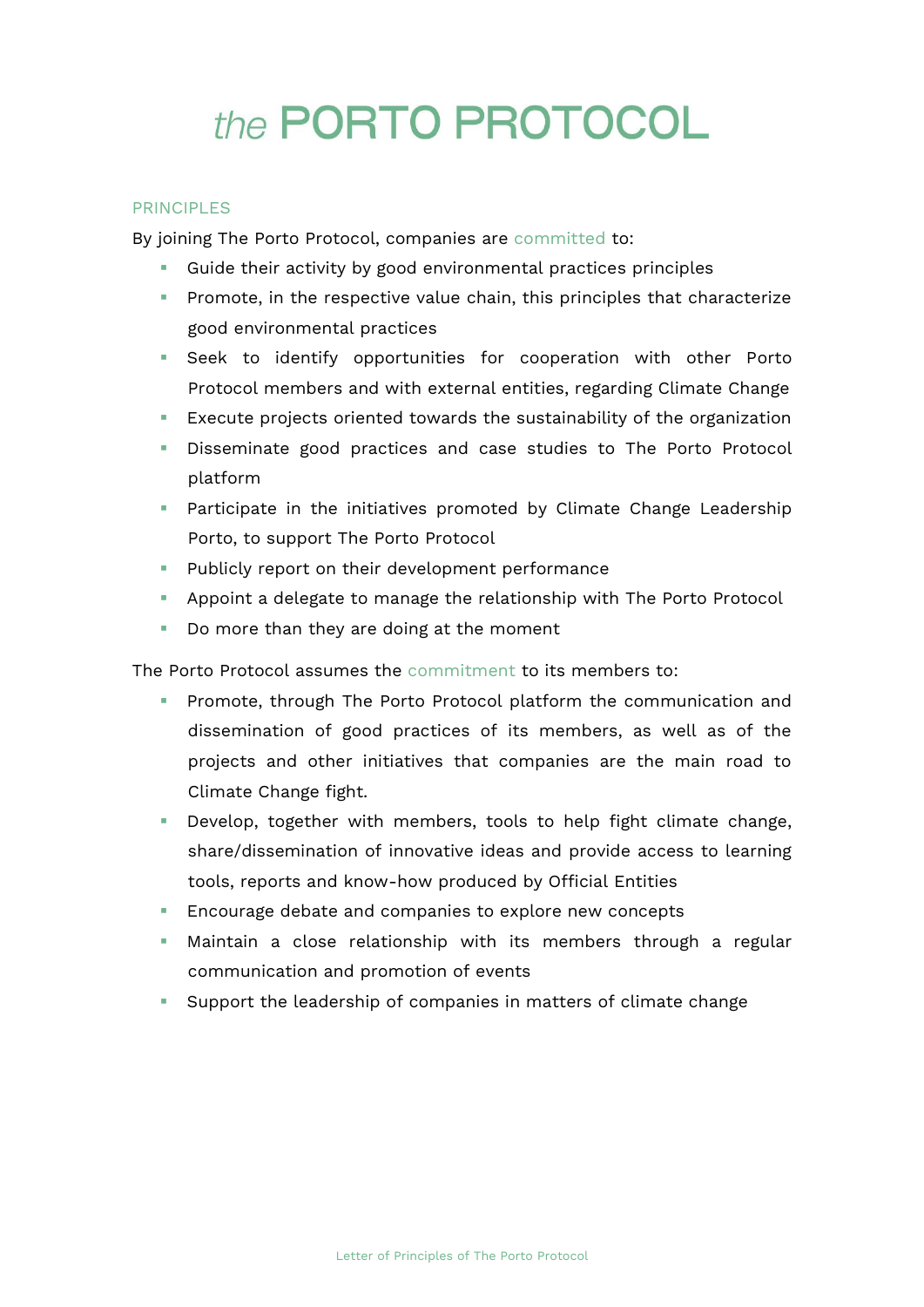# *the* PORTO PROTOCOL

## PRINCIPLES

By joining The Porto Protocol, companies are committed to:

- Guide their activity by good environmental practices principles
- Promote, in the respective value chain, this principles that characterize good environmental practices
- Seek to identify opportunities for cooperation with other Porto Protocol members and with external entities, regarding Climate Change
- Execute projects oriented towards the sustainability of the organization
- Disseminate good practices and case studies to The Porto Protocol platform
- Participate in the initiatives promoted by Climate Change Leadership Porto, to support The Porto Protocol
- Publicly report on their development performance
- Appoint a delegate to manage the relationship with The Porto Protocol
- Do more than they are doing at the moment

The Porto Protocol assumes the commitment to its members to:

- Promote, through The Porto Protocol platform the communication and dissemination of good practices of its members, as well as of the projects and other initiatives that companies are the main road to Climate Change fight.
- Develop, together with members, tools to help fight climate change, share/dissemination of innovative ideas and provide access to learning tools, reports and know-how produced by Official Entities
- Encourage debate and companies to explore new concepts
- Maintain a close relationship with its members through a regular communication and promotion of events
- Support the leadership of companies in matters of climate change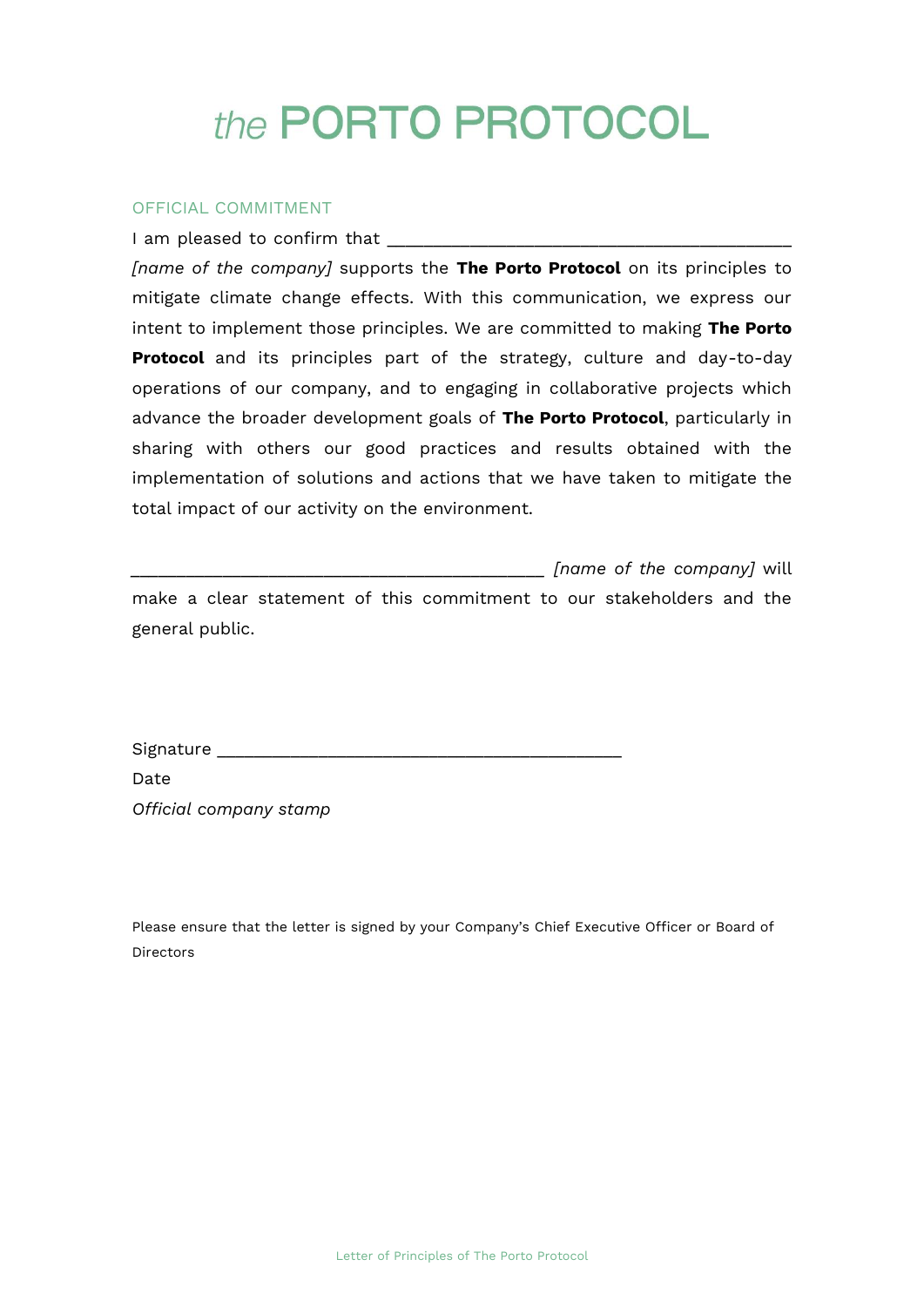# *the* PORTO PROTOCOL

## OFFICIAL COMMITMENT

I am pleased to confirm that ________________________________________ *[name of the company]* supports the **The Porto Protocol** on its principles to mitigate climate change effects. With this communication, we express our intent to implement those principles. We are committed to making **The Porto Protocol** and its principles part of the strategy, culture and day-to-day operations of our company, and to engaging in collaborative projects which advance the broader development goals of **The Porto Protocol**, particularly in sharing with others our good practices and results obtained with the implementation of solutions and actions that we have taken to mitigate the total impact of our activity on the environment.

________________________________________ *[name of the company]* will make a clear statement of this commitment to our stakeholders and the general public.

Signature ________________________________________

Date

*Official company stamp*

Please ensure that the letter is signed by your Company's Chief Executive Officer or Board of Directors